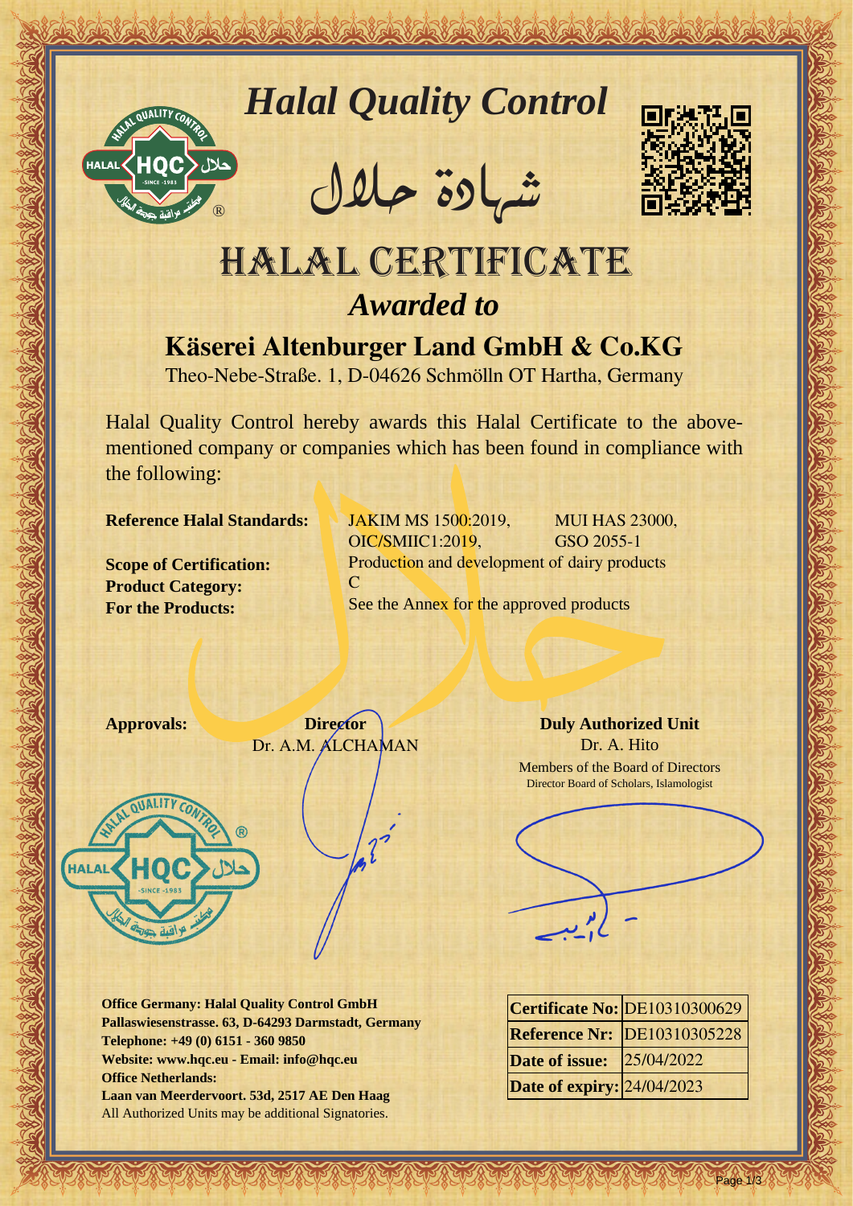# Halal Quality Control

# شهادة حلال

# HALAL CERTIFICATE

## *Awarded to*

## Käserei Altenburger Land GmbH & Co.KG

Theo-Nebe-Straße. 1, D-04626 Schmölln OT Hartha, Germany

Halal Quality Control hereby awards this Halal Certificate to the above-mentioned company or companies which has been found in compliance with the following:

**Reference Halal Standards:** JAKIM MS 1500:2019, MUI HAS 23000, OIC/SMIIC1:2019, GSO 2055-1

**Scope of Certification:** Production and development of dairy products

**Product Category:** C

**For the Products:** See the Annex for the approved products

**Approvals:**

**Director**
Dr. A.M. ALCHAMAN

**Duly Authorized Unit**
Dr. A. Hito
Members of the Board of Directors
Director Board of Scholars, Islamologist

**Office Germany: Halal Quality Control GmbH**
**Pallaswiesenstrasse. 63, D-64293 Darmstadt, Germany**
**Telephone: +49 (0) 6151 - 360 9850**
**Website: www.hqc.eu - Email: info@hqc.eu**
**Office Netherlands:**
**Laan van Meerdervoort. 53d, 2517 AE Den Haag**
All Authorized Units may be additional Signatories.

| **Certificate No:** | DE10310300629 |
|---|---|
| **Reference Nr:** | DE10310305228 |
| **Date of issue:** | 25/04/2022 |
| **Date of expiry:** | 24/04/2023 |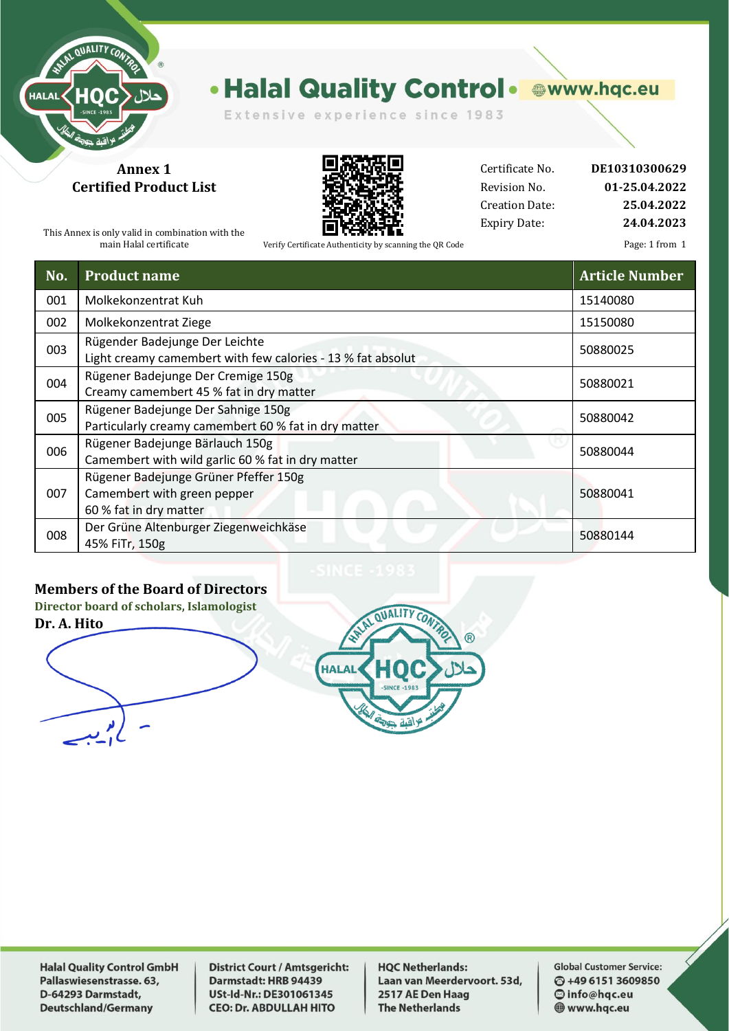# Halal Quality Control

Extensive experience since 1983

www.hqc.eu

## Annex 1
## Certified Product List

This Annex is only valid in combination with the main Halal certificate

Verify Certificate Authenticity by scanning the QR Code

| | |
|---|---|
| Certificate No. | DE10310300629 |
| Revision No. | 01-25.04.2022 |
| Creation Date: | 25.04.2022 |
| Expiry Date: | 24.04.2023 |

Page: 1 from 1

| No. | Product name | Article Number |
|---|---|---|
| 001 | Molkekonzentrat Kuh | 15140080 |
| 002 | Molkekonzentrat Ziege | 15150080 |
| 003 | Rügender Badejunge Der Leichte<br>Light creamy camembert with few calories - 13 % fat absolut | 50880025 |
| 004 | Rügener Badejunge Der Cremige 150g<br>Creamy camembert 45 % fat in dry matter | 50880021 |
| 005 | Rügener Badejunge Der Sahnige 150g<br>Particularly creamy camembert 60 % fat in dry matter | 50880042 |
| 006 | Rügener Badejunge Bärlauch 150g<br>Camembert with wild garlic 60 % fat in dry matter | 50880044 |
| 007 | Rügener Badejunge Grüner Pfeffer 150g<br>Camembert with green pepper<br>60 % fat in dry matter | 50880041 |
| 008 | Der Grüne Altenburger Ziegenweichkäse<br>45% FiTr, 150g | 50880144 |

**Members of the Board of Directors**

**Director board of scholars, Islamologist**

**Dr. A. Hito**

**Halal Quality Control GmbH**
Pallaswiesenstrasse. 63,
D-64293 Darmstadt,
Deutschland/Germany

**District Court / Amtsgericht:**
Darmstadt: HRB 94439
USt-Id-Nr.: DE301061345
CEO: Dr. ABDULLAH HITO

**HQC Netherlands:**
Laan van Meerdervoort. 53d,
2517 AE Den Haag
The Netherlands

**Global Customer Service:**
+49 6151 3609850
info@hqc.eu
www.hqc.eu